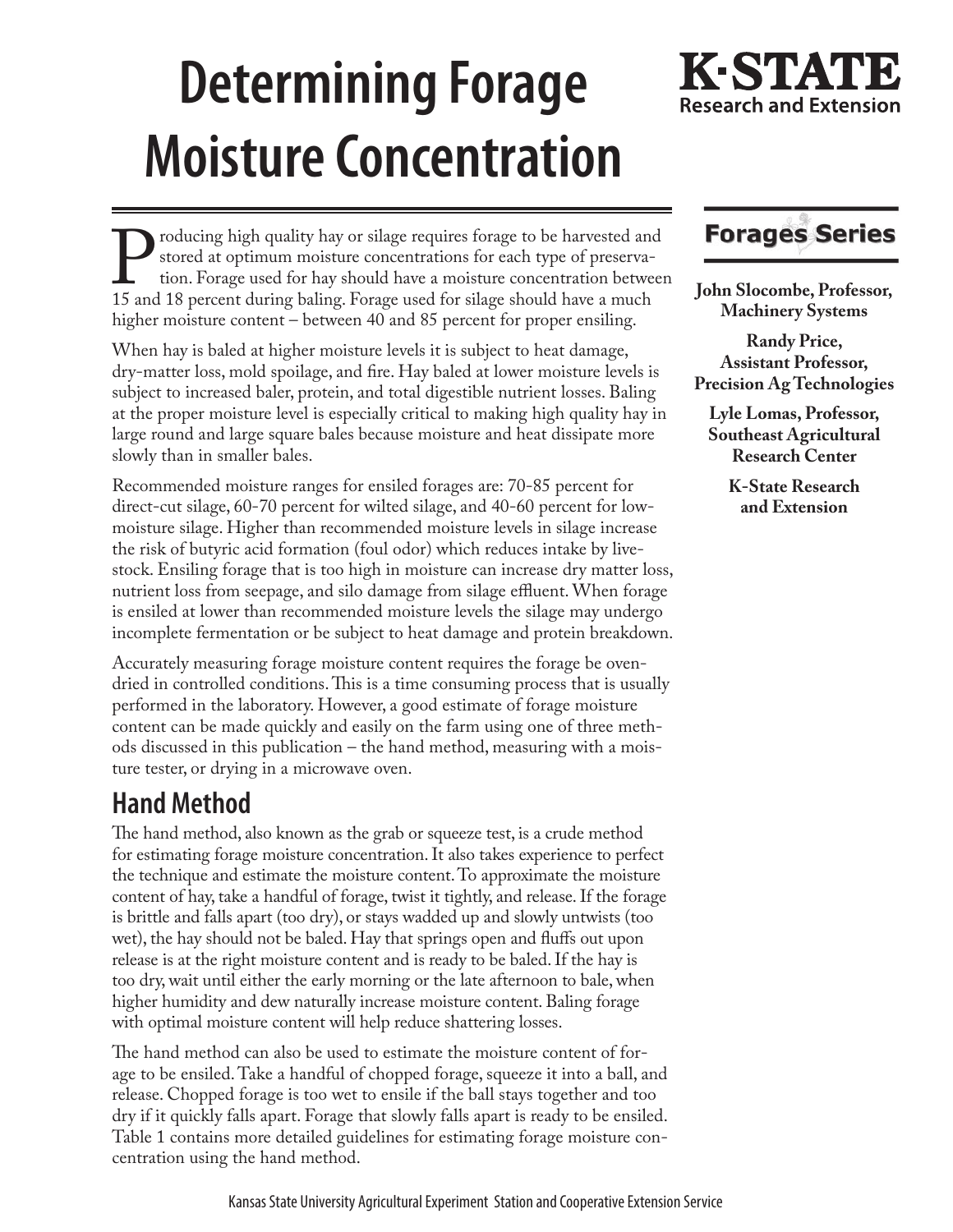# Determining Forage Moisture Concentration

**K·STATE**
**Research and Extension**

**Forages Series**

**John Slocombe, Professor, Machinery Systems**

**Randy Price, Assistant Professor, Precision Ag Technologies**

**Lyle Lomas, Professor, Southeast Agricultural Research Center**

**K-State Research and Extension**

Producing high quality hay or silage requires forage to be harvested and stored at optimum moisture concentrations for each type of preservation. Forage used for hay should have a moisture concentration between 15 and 18 percent during baling. Forage used for silage should have a much higher moisture content – between 40 and 85 percent for proper ensiling.

When hay is baled at higher moisture levels it is subject to heat damage, dry-matter loss, mold spoilage, and fire. Hay baled at lower moisture levels is subject to increased baler, protein, and total digestible nutrient losses. Baling at the proper moisture level is especially critical to making high quality hay in large round and large square bales because moisture and heat dissipate more slowly than in smaller bales.

Recommended moisture ranges for ensiled forages are: 70-85 percent for direct-cut silage, 60-70 percent for wilted silage, and 40-60 percent for low-moisture silage. Higher than recommended moisture levels in silage increase the risk of butyric acid formation (foul odor) which reduces intake by livestock. Ensiling forage that is too high in moisture can increase dry matter loss, nutrient loss from seepage, and silo damage from silage effluent. When forage is ensiled at lower than recommended moisture levels the silage may undergo incomplete fermentation or be subject to heat damage and protein breakdown.

Accurately measuring forage moisture content requires the forage be oven-dried in controlled conditions. This is a time consuming process that is usually performed in the laboratory. However, a good estimate of forage moisture content can be made quickly and easily on the farm using one of three methods discussed in this publication – the hand method, measuring with a moisture tester, or drying in a microwave oven.

## Hand Method

The hand method, also known as the grab or squeeze test, is a crude method for estimating forage moisture concentration. It also takes experience to perfect the technique and estimate the moisture content. To approximate the moisture content of hay, take a handful of forage, twist it tightly, and release. If the forage is brittle and falls apart (too dry), or stays wadded up and slowly untwists (too wet), the hay should not be baled. Hay that springs open and fluffs out upon release is at the right moisture content and is ready to be baled. If the hay is too dry, wait until either the early morning or the late afternoon to bale, when higher humidity and dew naturally increase moisture content. Baling forage with optimal moisture content will help reduce shattering losses.

The hand method can also be used to estimate the moisture content of forage to be ensiled. Take a handful of chopped forage, squeeze it into a ball, and release. Chopped forage is too wet to ensile if the ball stays together and too dry if it quickly falls apart. Forage that slowly falls apart is ready to be ensiled. Table 1 contains more detailed guidelines for estimating forage moisture concentration using the hand method.

Kansas State University Agricultural Experiment Station and Cooperative Extension Service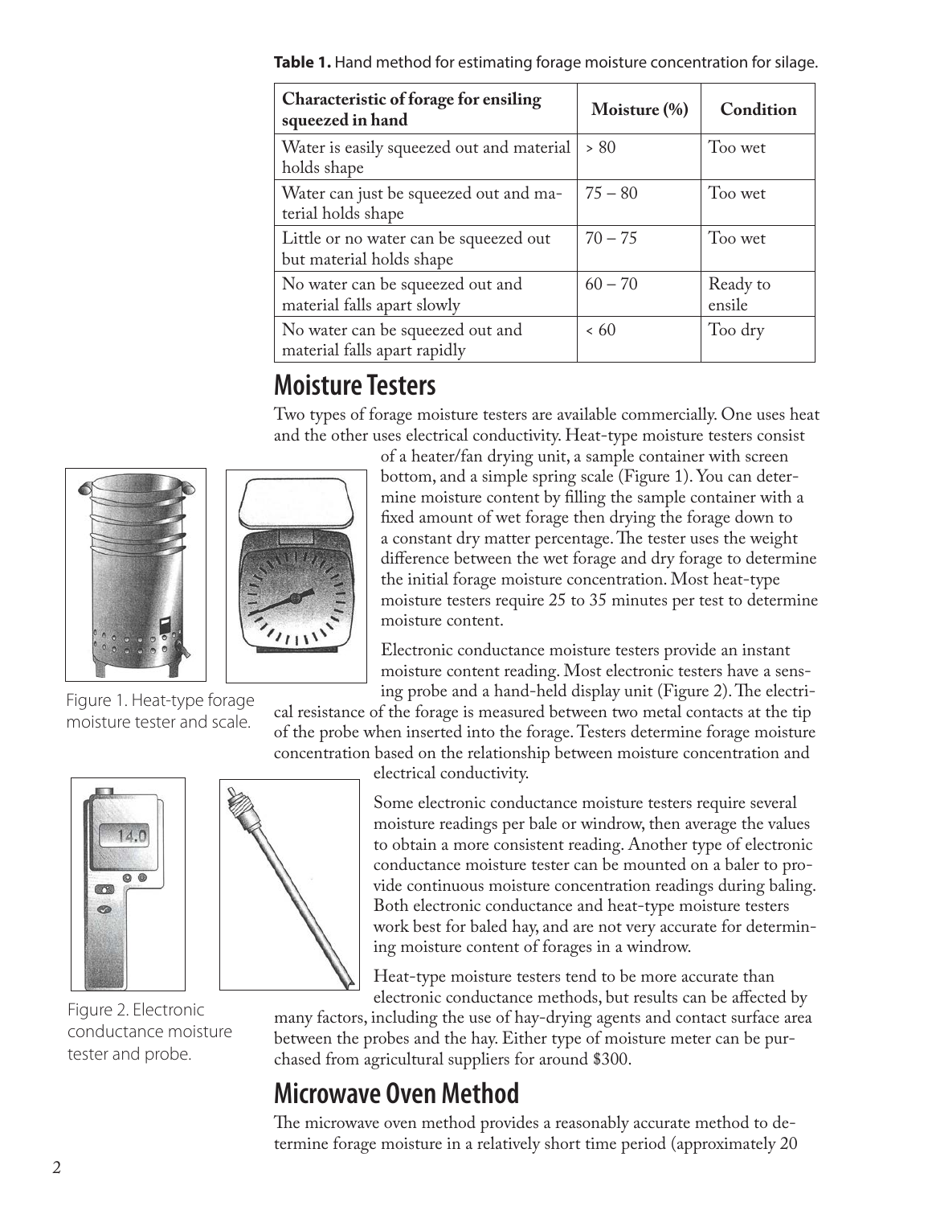**Table 1.** Hand method for estimating forage moisture concentration for silage.

| Characteristic of forage for ensiling squeezed in hand | Moisture (%) | Condition |
|---|---|---|
| Water is easily squeezed out and material holds shape | > 80 | Too wet |
| Water can just be squeezed out and material holds shape | 75 – 80 | Too wet |
| Little or no water can be squeezed out but material holds shape | 70 – 75 | Too wet |
| No water can be squeezed out and material falls apart slowly | 60 – 70 | Ready to ensile |
| No water can be squeezed out and material falls apart rapidly | < 60 | Too dry |

## Moisture Testers

Two types of forage moisture testers are available commercially. One uses heat and the other uses electrical conductivity. Heat-type moisture testers consist of a heater/fan drying unit, a sample container with screen bottom, and a simple spring scale (Figure 1). You can determine moisture content by filling the sample container with a fixed amount of wet forage then drying the forage down to a constant dry matter percentage. The tester uses the weight difference between the wet forage and dry forage to determine the initial forage moisture concentration. Most heat-type moisture testers require 25 to 35 minutes per test to determine moisture content.

Figure 1. Heat-type forage moisture tester and scale.

Electronic conductance moisture testers provide an instant moisture content reading. Most electronic testers have a sensing probe and a hand-held display unit (Figure 2). The electrical resistance of the forage is measured between two metal contacts at the tip of the probe when inserted into the forage. Testers determine forage moisture concentration based on the relationship between moisture concentration and electrical conductivity.

Some electronic conductance moisture testers require several moisture readings per bale or windrow, then average the values to obtain a more consistent reading. Another type of electronic conductance moisture tester can be mounted on a baler to provide continuous moisture concentration readings during baling. Both electronic conductance and heat-type moisture testers work best for baled hay, and are not very accurate for determining moisture content of forages in a windrow.

Figure 2. Electronic conductance moisture tester and probe.

Heat-type moisture testers tend to be more accurate than electronic conductance methods, but results can be affected by many factors, including the use of hay-drying agents and contact surface area between the probes and the hay. Either type of moisture meter can be purchased from agricultural suppliers for around $300.

## Microwave Oven Method

The microwave oven method provides a reasonably accurate method to determine forage moisture in a relatively short time period (approximately 20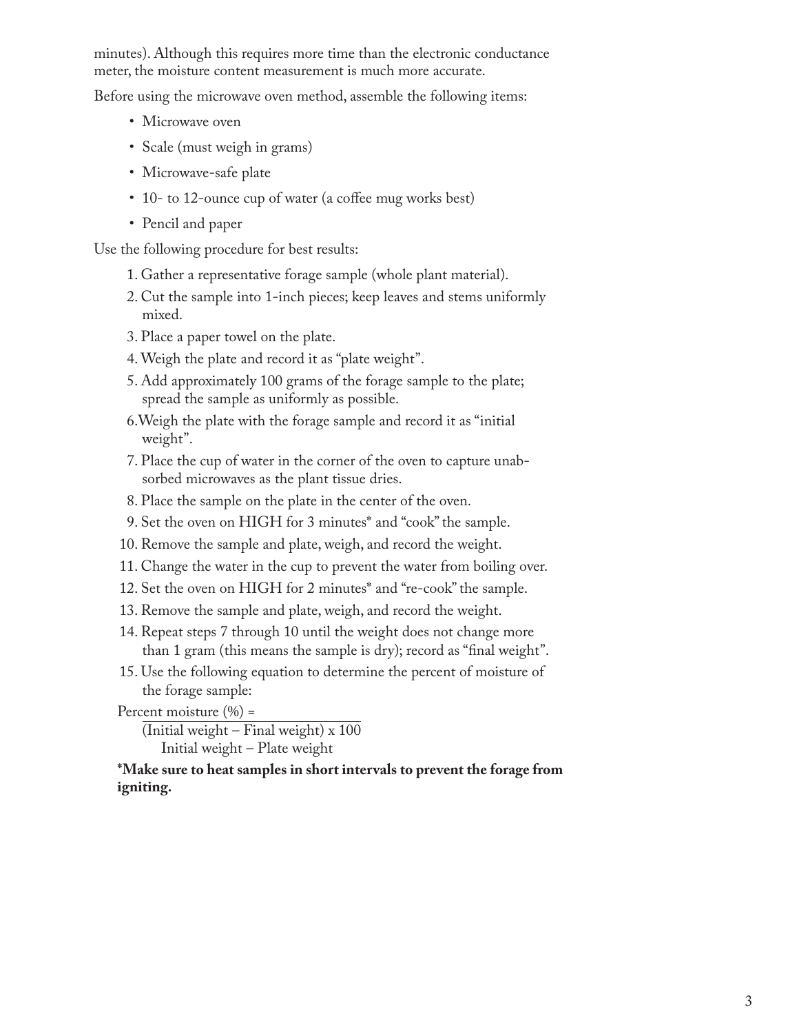minutes). Although this requires more time than the electronic conductance meter, the moisture content measurement is much more accurate.

Before using the microwave oven method, assemble the following items:

- Microwave oven
- Scale (must weigh in grams)
- Microwave-safe plate
- 10- to 12-ounce cup of water (a coffee mug works best)
- Pencil and paper

Use the following procedure for best results:

1. Gather a representative forage sample (whole plant material).
2. Cut the sample into 1-inch pieces; keep leaves and stems uniformly mixed.
3. Place a paper towel on the plate.
4. Weigh the plate and record it as "plate weight".
5. Add approximately 100 grams of the forage sample to the plate; spread the sample as uniformly as possible.
6. Weigh the plate with the forage sample and record it as "initial weight".
7. Place the cup of water in the corner of the oven to capture unabsorbed microwaves as the plant tissue dries.
8. Place the sample on the plate in the center of the oven.
9. Set the oven on HIGH for 3 minutes* and "cook" the sample.
10. Remove the sample and plate, weigh, and record the weight.
11. Change the water in the cup to prevent the water from boiling over.
12. Set the oven on HIGH for 2 minutes* and "re-cook" the sample.
13. Remove the sample and plate, weigh, and record the weight.
14. Repeat steps 7 through 10 until the weight does not change more than 1 gram (this means the sample is dry); record as "final weight".
15. Use the following equation to determine the percent of moisture of the forage sample:

$$\text{Percent moisture (\%)} = \frac{(\text{Initial weight} - \text{Final weight}) \times 100}{\text{Initial weight} - \text{Plate weight}}$$

**\*Make sure to heat samples in short intervals to prevent the forage from igniting.**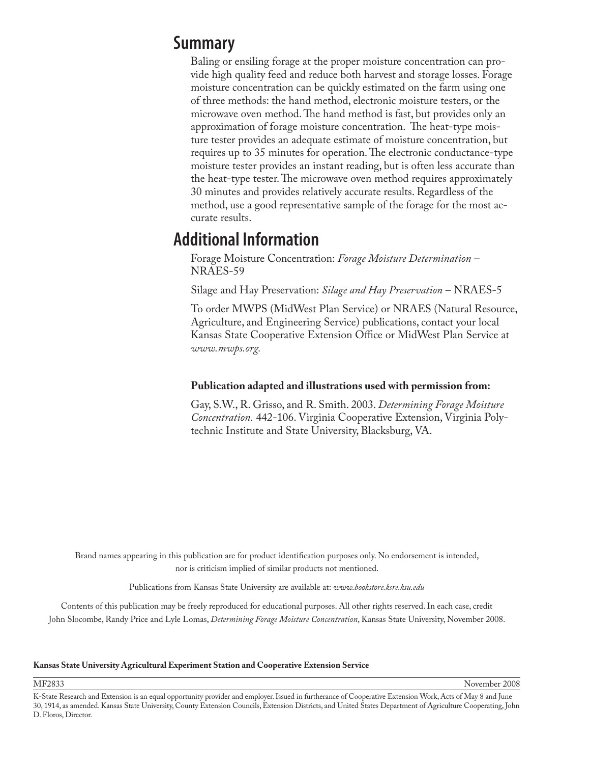## Summary

Baling or ensiling forage at the proper moisture concentration can provide high quality feed and reduce both harvest and storage losses. Forage moisture concentration can be quickly estimated on the farm using one of three methods: the hand method, electronic moisture testers, or the microwave oven method. The hand method is fast, but provides only an approximation of forage moisture concentration. The heat-type moisture tester provides an adequate estimate of moisture concentration, but requires up to 35 minutes for operation. The electronic conductance-type moisture tester provides an instant reading, but is often less accurate than the heat-type tester. The microwave oven method requires approximately 30 minutes and provides relatively accurate results. Regardless of the method, use a good representative sample of the forage for the most accurate results.

## Additional Information

Forage Moisture Concentration: *Forage Moisture Determination* – NRAES-59

Silage and Hay Preservation: *Silage and Hay Preservation* – NRAES-5

To order MWPS (MidWest Plan Service) or NRAES (Natural Resource, Agriculture, and Engineering Service) publications, contact your local Kansas State Cooperative Extension Office or MidWest Plan Service at *www.mwps.org.*

**Publication adapted and illustrations used with permission from:**

Gay, S.W., R. Grisso, and R. Smith. 2003. *Determining Forage Moisture Concentration.* 442-106. Virginia Cooperative Extension, Virginia Polytechnic Institute and State University, Blacksburg, VA.

Brand names appearing in this publication are for product identification purposes only. No endorsement is intended, nor is criticism implied of similar products not mentioned.

Publications from Kansas State University are available at: *www.bookstore.ksre.ksu.edu*

Contents of this publication may be freely reproduced for educational purposes. All other rights reserved. In each case, credit John Slocombe, Randy Price and Lyle Lomas, *Determining Forage Moisture Concentration*, Kansas State University, November 2008.

**Kansas State University Agricultural Experiment Station and Cooperative Extension Service**

MF2833 November 2008

K-State Research and Extension is an equal opportunity provider and employer. Issued in furtherance of Cooperative Extension Work, Acts of May 8 and June 30, 1914, as amended. Kansas State University, County Extension Councils, Extension Districts, and United States Department of Agriculture Cooperating, John D. Floros, Director.